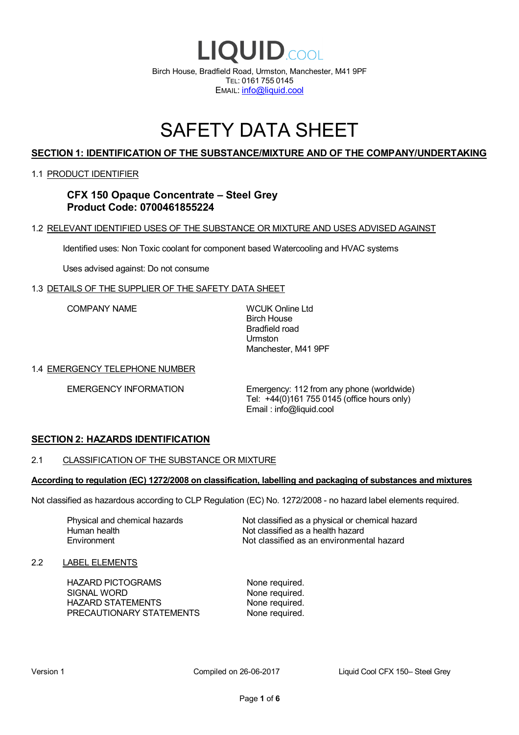# LIQUID.COOL

Birch House, Bradfield Road, Urmston, Manchester, M41 9PF
TEL: 0161 755 0145
EMAIL: info@liquid.cool

# SAFETY DATA SHEET

## SECTION 1: IDENTIFICATION OF THE SUBSTANCE/MIXTURE AND OF THE COMPANY/UNDERTAKING

### 1.1 PRODUCT IDENTIFIER

**CFX 150 Opaque Concentrate – Steel Grey**
**Product Code: 0700461855224**

### 1.2 RELEVANT IDENTIFIED USES OF THE SUBSTANCE OR MIXTURE AND USES ADVISED AGAINST

Identified uses: Non Toxic coolant for component based Watercooling and HVAC systems

Uses advised against: Do not consume

### 1.3 DETAILS OF THE SUPPLIER OF THE SAFETY DATA SHEET

| | |
|---|---|
| COMPANY NAME | WCUK Online Ltd<br>Birch House<br>Bradfield road<br>Urmston<br>Manchester, M41 9PF |

### 1.4 EMERGENCY TELEPHONE NUMBER

| | |
|---|---|
| EMERGENCY INFORMATION | Emergency: 112 from any phone (worldwide)<br>Tel: +44(0)161 755 0145 (office hours only)<br>Email : info@liquid.cool |

## SECTION 2: HAZARDS IDENTIFICATION

### 2.1 CLASSIFICATION OF THE SUBSTANCE OR MIXTURE

**According to regulation (EC) 1272/2008 on classification, labelling and packaging of substances and mixtures**

Not classified as hazardous according to CLP Regulation (EC) No. 1272/2008 - no hazard label elements required.

| | |
|---|---|
| Physical and chemical hazards | Not classified as a physical or chemical hazard |
| Human health | Not classified as a health hazard |
| Environment | Not classified as an environmental hazard |

### 2.2 LABEL ELEMENTS

| | |
|---|---|
| HAZARD PICTOGRAMS | None required. |
| SIGNAL WORD | None required. |
| HAZARD STATEMENTS | None required. |
| PRECAUTIONARY STATEMENTS | None required. |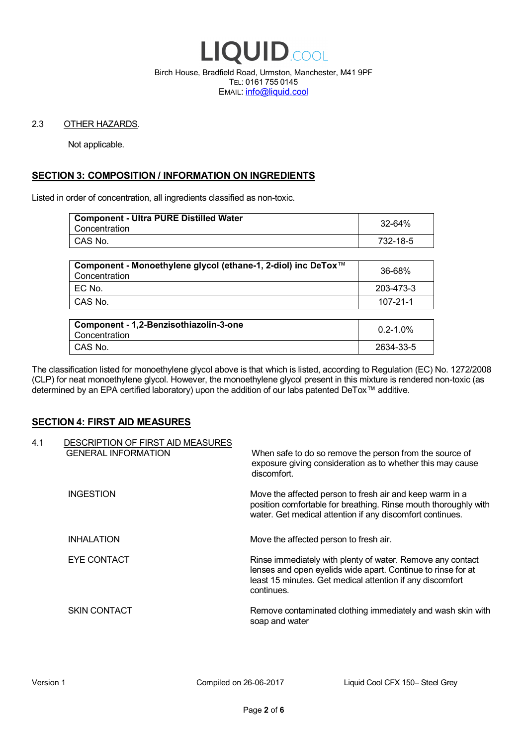2.3 OTHER HAZARDS.

Not applicable.

## SECTION 3: COMPOSITION / INFORMATION ON INGREDIENTS

Listed in order of concentration, all ingredients classified as non-toxic.

| **Component - Ultra PURE Distilled Water** Concentration | 32-64% |
|---|---|
| CAS No. | 732-18-5 |

| **Component - Monoethylene glycol (ethane-1, 2-diol) inc DeTox™** Concentration | 36-68% |
|---|---|
| EC No. | 203-473-3 |
| CAS No. | 107-21-1 |

| **Component - 1,2-Benzisothiazolin-3-one** Concentration | 0.2-1.0% |
|---|---|
| CAS No. | 2634-33-5 |

The classification listed for monoethylene glycol above is that which is listed, according to Regulation (EC) No. 1272/2008 (CLP) for neat monoethylene glycol. However, the monoethylene glycol present in this mixture is rendered non-toxic (as determined by an EPA certified laboratory) upon the addition of our labs patented DeTox™ additive.

## SECTION 4: FIRST AID MEASURES

4.1 DESCRIPTION OF FIRST AID MEASURES

GENERAL INFORMATION: When safe to do so remove the person from the source of exposure giving consideration as to whether this may cause discomfort.

INGESTION: Move the affected person to fresh air and keep warm in a position comfortable for breathing. Rinse mouth thoroughly with water. Get medical attention if any discomfort continues.

INHALATION: Move the affected person to fresh air.

EYE CONTACT: Rinse immediately with plenty of water. Remove any contact lenses and open eyelids wide apart. Continue to rinse for at least 15 minutes. Get medical attention if any discomfort continues.

SKIN CONTACT: Remove contaminated clothing immediately and wash skin with soap and water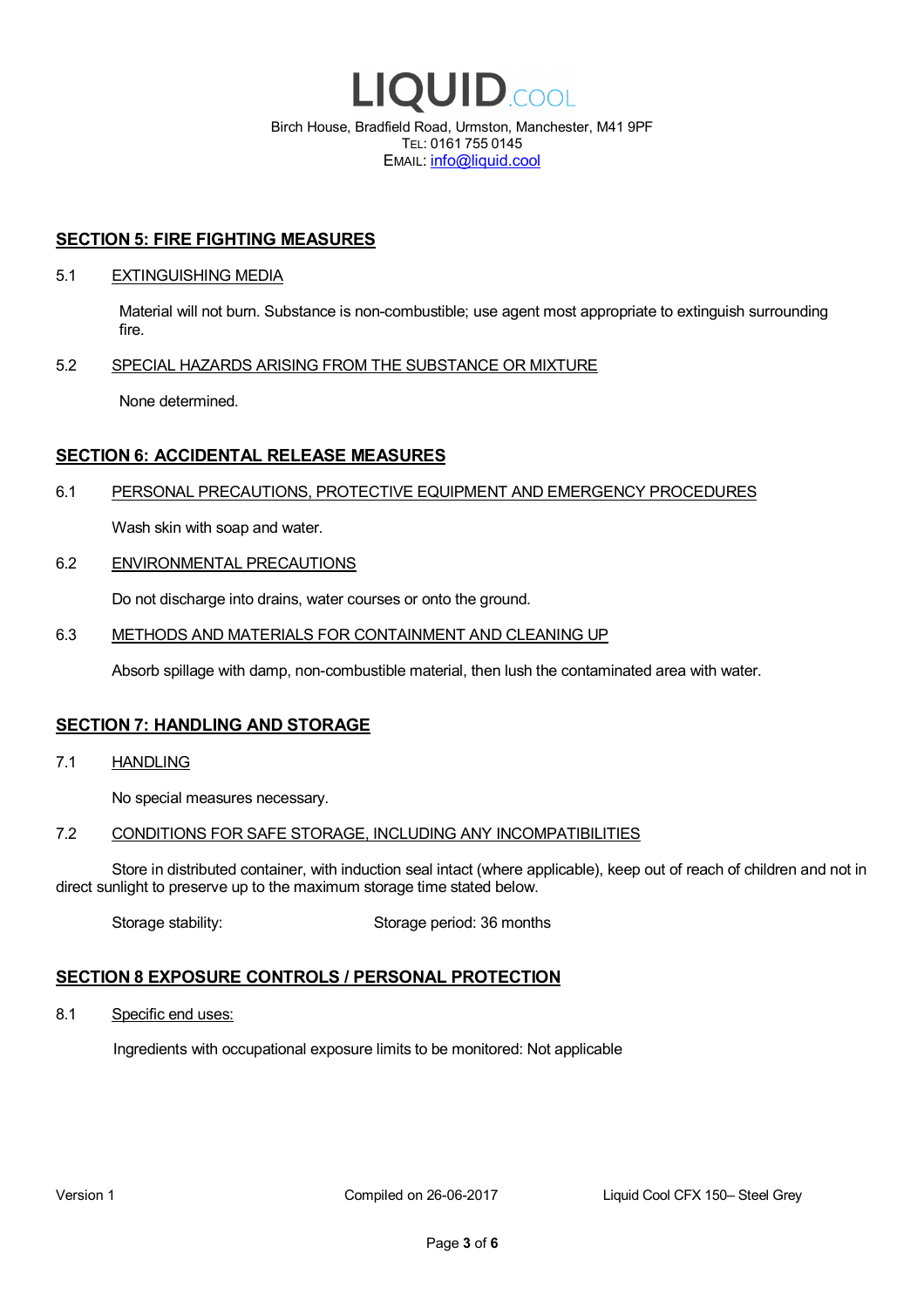## SECTION 5: FIRE FIGHTING MEASURES

### 5.1 EXTINGUISHING MEDIA

Material will not burn. Substance is non-combustible; use agent most appropriate to extinguish surrounding fire.

### 5.2 SPECIAL HAZARDS ARISING FROM THE SUBSTANCE OR MIXTURE

None determined.

## SECTION 6: ACCIDENTAL RELEASE MEASURES

### 6.1 PERSONAL PRECAUTIONS, PROTECTIVE EQUIPMENT AND EMERGENCY PROCEDURES

Wash skin with soap and water.

### 6.2 ENVIRONMENTAL PRECAUTIONS

Do not discharge into drains, water courses or onto the ground.

### 6.3 METHODS AND MATERIALS FOR CONTAINMENT AND CLEANING UP

Absorb spillage with damp, non-combustible material, then lush the contaminated area with water.

## SECTION 7: HANDLING AND STORAGE

### 7.1 HANDLING

No special measures necessary.

### 7.2 CONDITIONS FOR SAFE STORAGE, INCLUDING ANY INCOMPATIBILITIES

Store in distributed container, with induction seal intact (where applicable), keep out of reach of children and not in direct sunlight to preserve up to the maximum storage time stated below.

Storage stability: Storage period: 36 months

## SECTION 8 EXPOSURE CONTROLS / PERSONAL PROTECTION

### 8.1 Specific end uses:

Ingredients with occupational exposure limits to be monitored: Not applicable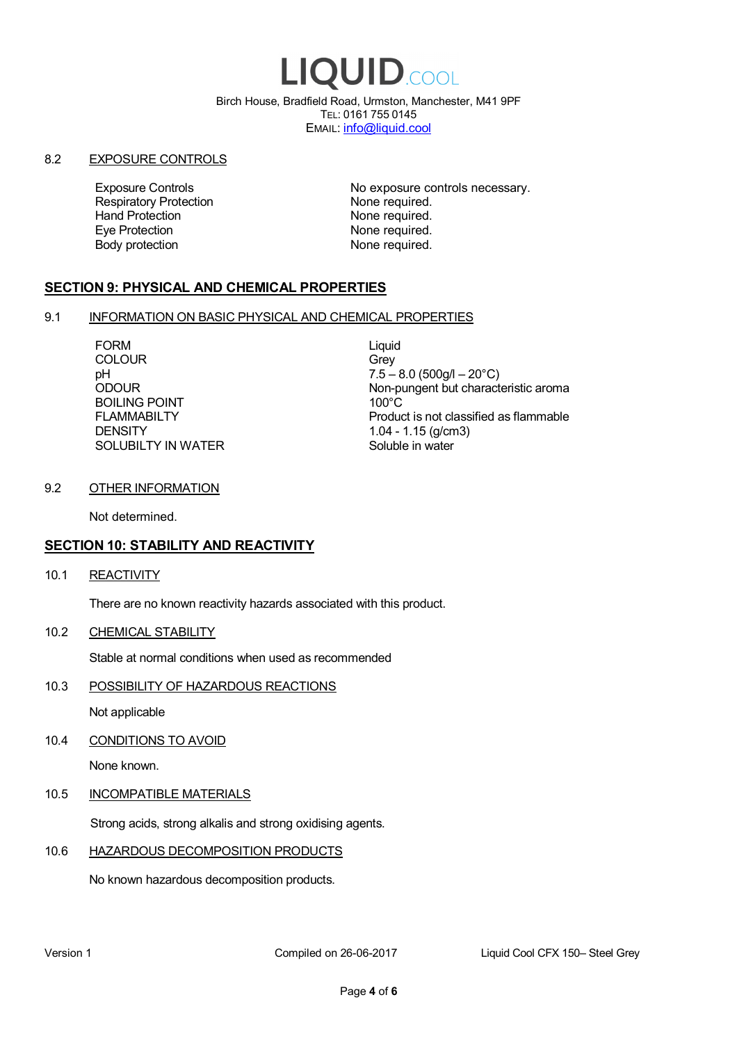### 8.2 EXPOSURE CONTROLS

| | |
|---|---|
| Exposure Controls | No exposure controls necessary. |
| Respiratory Protection | None required. |
| Hand Protection | None required. |
| Eye Protection | None required. |
| Body protection | None required. |

## SECTION 9: PHYSICAL AND CHEMICAL PROPERTIES

### 9.1 INFORMATION ON BASIC PHYSICAL AND CHEMICAL PROPERTIES

| | |
|---|---|
| FORM | Liquid |
| COLOUR | Grey |
| pH | 7.5 – 8.0 (500g/l – 20°C) |
| ODOUR | Non-pungent but characteristic aroma |
| BOILING POINT | 100°C |
| FLAMMABILTY | Product is not classified as flammable |
| DENSITY | 1.04 - 1.15 (g/cm3) |
| SOLUBILTY IN WATER | Soluble in water |

### 9.2 OTHER INFORMATION

Not determined.

## SECTION 10: STABILITY AND REACTIVITY

### 10.1 REACTIVITY

There are no known reactivity hazards associated with this product.

### 10.2 CHEMICAL STABILITY

Stable at normal conditions when used as recommended

### 10.3 POSSIBILITY OF HAZARDOUS REACTIONS

Not applicable

### 10.4 CONDITIONS TO AVOID

None known.

### 10.5 INCOMPATIBLE MATERIALS

Strong acids, strong alkalis and strong oxidising agents.

### 10.6 HAZARDOUS DECOMPOSITION PRODUCTS

No known hazardous decomposition products.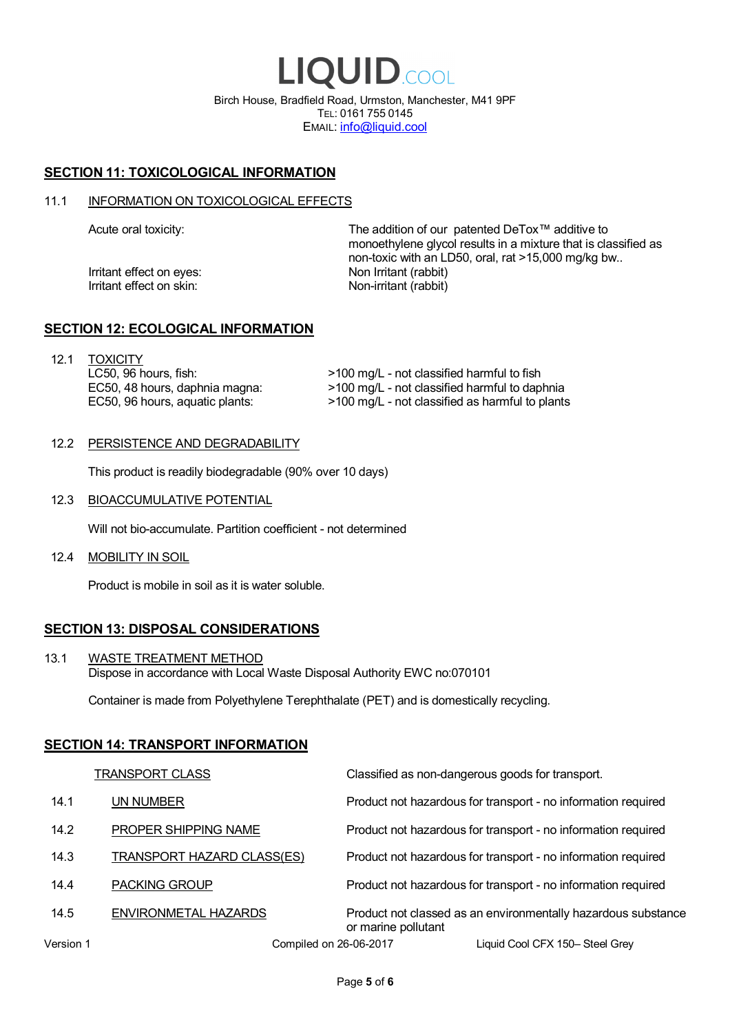# LIQUID.COOL

Birch House, Bradfield Road, Urmston, Manchester, M41 9PF
TEL: 0161 755 0145
EMAIL: info@liquid.cool

## SECTION 11: TOXICOLOGICAL INFORMATION

### 11.1 INFORMATION ON TOXICOLOGICAL EFFECTS

| | |
|---|---|
| Acute oral toxicity: | The addition of our patented DeTox™ additive to monoethylene glycol results in a mixture that is classified as non-toxic with an LD50, oral, rat >15,000 mg/kg bw.. |
| Irritant effect on eyes: | Non Irritant (rabbit) |
| Irritant effect on skin: | Non-irritant (rabbit) |

## SECTION 12: ECOLOGICAL INFORMATION

### 12.1 TOXICITY

| | |
|---|---|
| LC50, 96 hours, fish: | >100 mg/L - not classified harmful to fish |
| EC50, 48 hours, daphnia magna: | >100 mg/L - not classified harmful to daphnia |
| EC50, 96 hours, aquatic plants: | >100 mg/L - not classified as harmful to plants |

### 12.2 PERSISTENCE AND DEGRADABILITY

This product is readily biodegradable (90% over 10 days)

### 12.3 BIOACCUMULATIVE POTENTIAL

Will not bio-accumulate. Partition coefficient - not determined

### 12.4 MOBILITY IN SOIL

Product is mobile in soil as it is water soluble.

## SECTION 13: DISPOSAL CONSIDERATIONS

### 13.1 WASTE TREATMENT METHOD

Dispose in accordance with Local Waste Disposal Authority EWC no:070101

Container is made from Polyethylene Terephthalate (PET) and is domestically recycling.

## SECTION 14: TRANSPORT INFORMATION

| | | |
|---|---|---|
| | TRANSPORT CLASS | Classified as non-dangerous goods for transport. |
| 14.1 | UN NUMBER | Product not hazardous for transport - no information required |
| 14.2 | PROPER SHIPPING NAME | Product not hazardous for transport - no information required |
| 14.3 | TRANSPORT HAZARD CLASS(ES) | Product not hazardous for transport - no information required |
| 14.4 | PACKING GROUP | Product not hazardous for transport - no information required |
| 14.5 | ENVIRONMETAL HAZARDS | Product not classed as an environmentally hazardous substance or marine pollutant |

Version 1 Compiled on 26-06-2017 Liquid Cool CFX 150– Steel Grey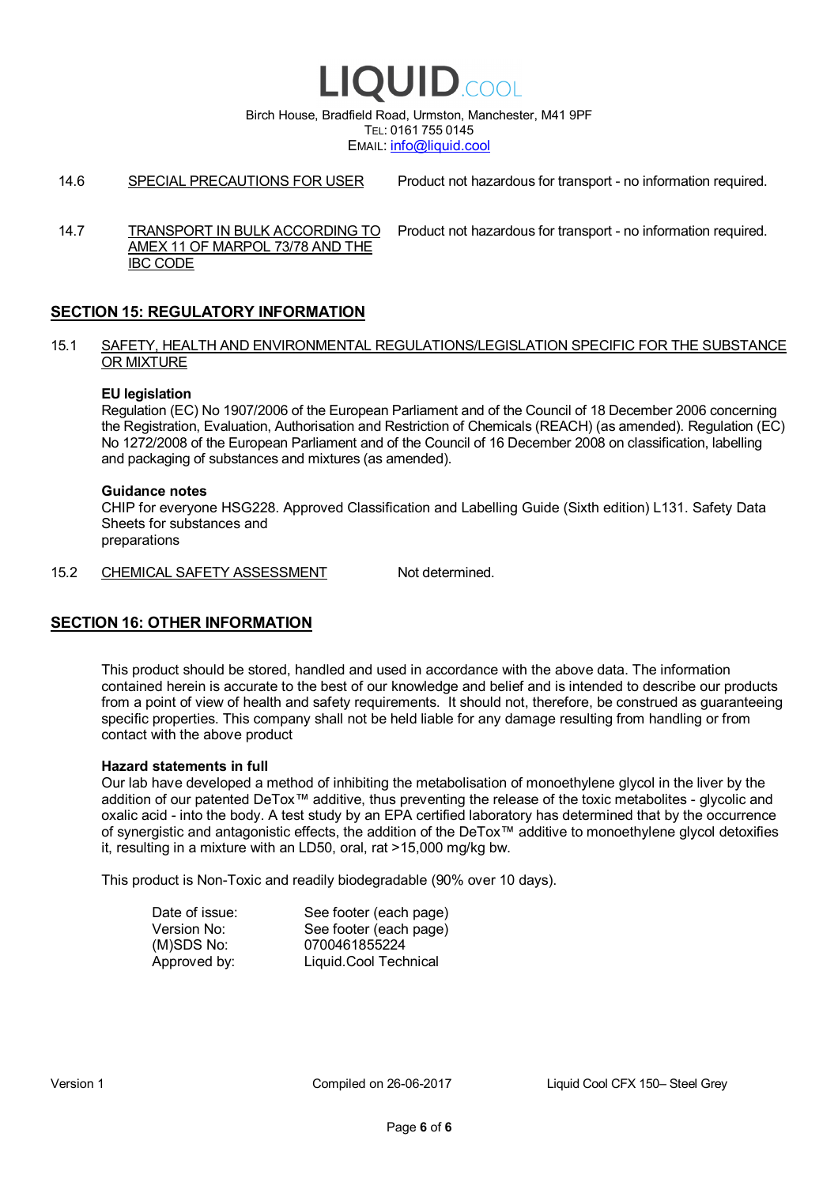# LIQUID.COOL

Birch House, Bradfield Road, Urmston, Manchester, M41 9PF
TEL: 0161 755 0145
EMAIL: info@liquid.cool

| | | |
|---|---|---|
| 14.6 | SPECIAL PRECAUTIONS FOR USER | Product not hazardous for transport - no information required. |
| 14.7 | TRANSPORT IN BULK ACCORDING TO AMEX 11 OF MARPOL 73/78 AND THE IBC CODE | Product not hazardous for transport - no information required. |

## SECTION 15: REGULATORY INFORMATION

15.1 SAFETY, HEALTH AND ENVIRONMENTAL REGULATIONS/LEGISLATION SPECIFIC FOR THE SUBSTANCE OR MIXTURE

**EU legislation**
Regulation (EC) No 1907/2006 of the European Parliament and of the Council of 18 December 2006 concerning the Registration, Evaluation, Authorisation and Restriction of Chemicals (REACH) (as amended). Regulation (EC) No 1272/2008 of the European Parliament and of the Council of 16 December 2008 on classification, labelling and packaging of substances and mixtures (as amended).

**Guidance notes**
CHIP for everyone HSG228. Approved Classification and Labelling Guide (Sixth edition) L131. Safety Data Sheets for substances and
preparations

15.2 CHEMICAL SAFETY ASSESSMENT — Not determined.

## SECTION 16: OTHER INFORMATION

This product should be stored, handled and used in accordance with the above data. The information contained herein is accurate to the best of our knowledge and belief and is intended to describe our products from a point of view of health and safety requirements. It should not, therefore, be construed as guaranteeing specific properties. This company shall not be held liable for any damage resulting from handling or from contact with the above product

**Hazard statements in full**
Our lab have developed a method of inhibiting the metabolisation of monoethylene glycol in the liver by the addition of our patented DeTox™ additive, thus preventing the release of the toxic metabolites - glycolic and oxalic acid - into the body. A test study by an EPA certified laboratory has determined that by the occurrence of synergistic and antagonistic effects, the addition of the DeTox™ additive to monoethylene glycol detoxifies it, resulting in a mixture with an LD50, oral, rat >15,000 mg/kg bw.

This product is Non-Toxic and readily biodegradable (90% over 10 days).

| | |
|---|---|
| Date of issue: | See footer (each page) |
| Version No: | See footer (each page) |
| (M)SDS No: | 0700461855224 |
| Approved by: | Liquid.Cool Technical |

Version 1 — Compiled on 26-06-2017 — Liquid Cool CFX 150– Steel Grey